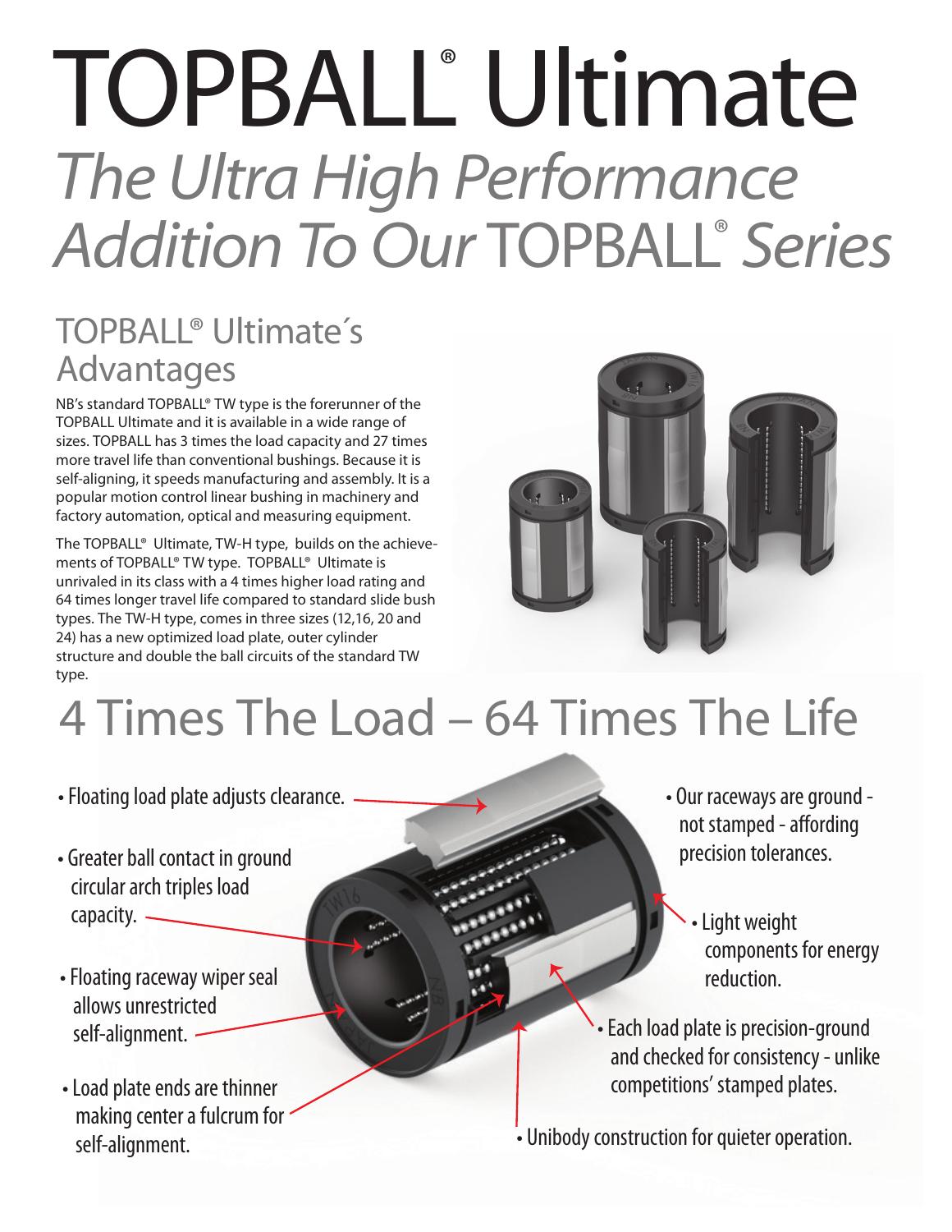# TOPBALL® Ultimate

## *The Ultra High Performance Addition To Our* TOPBALL® *Series*

## TOPBALL® Ultimate´s Advantages

NB's standard TOPBALL® TW type is the forerunner of the TOPBALL Ultimate and it is available in a wide range of sizes. TOPBALL has 3 times the load capacity and 27 times more travel life than conventional bushings. Because it is self-aligning, it speeds manufacturing and assembly. It is a popular motion control linear bushing in machinery and factory automation, optical and measuring equipment.

The TOPBALL® Ultimate, TW-H type, builds on the achievements of TOPBALL® TW type. TOPBALL® Ultimate is unrivaled in its class with a 4 times higher load rating and 64 times longer travel life compared to standard slide bush types. The TW-H type, comes in three sizes (12,16, 20 and 24) has a new optimized load plate, outer cylinder structure and double the ball circuits of the standard TW type.

## 4 Times The Load – 64 Times The Life

- Floating load plate adjusts clearance.
- Greater ball contact in ground circular arch triples load capacity.
- Floating raceway wiper seal allows unrestricted self-alignment.
- Load plate ends are thinner making center a fulcrum for self-alignment.
- Our raceways are ground - not stamped - affording precision tolerances.
- Light weight components for energy reduction.
- Each load plate is precision-ground and checked for consistency - unlike competitions' stamped plates.
- Unibody construction for quieter operation.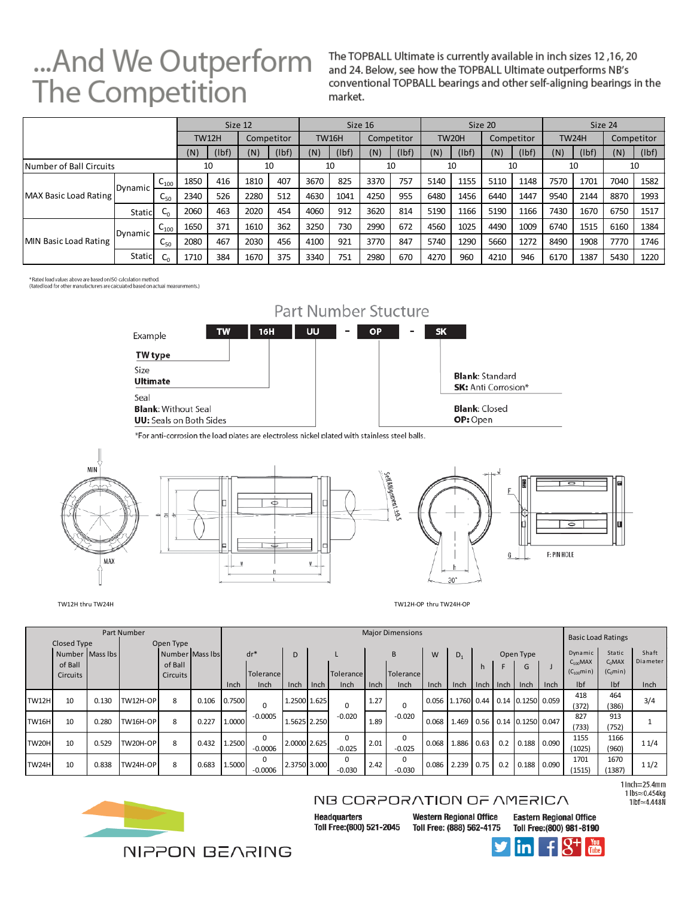# ...And We Outperform The Competition

The TOPBALL Ultimate is currently available in inch sizes 12 ,16, 20 and 24. Below, see how the TOPBALL Ultimate outperforms NB's conventional TOPBALL bearings and other self-aligning bearings in the market.

| | | | Size 12 | | | | Size 16 | | | | Size 20 | | | | Size 24 | | | |
|---|---|---|---|---|---|---|---|---|---|---|---|---|---|---|---|---|---|---|
| | | | TW12H | | Competitor | | TW16H | | Competitor | | TW20H | | Competitor | | TW24H | | Competitor | |
| | | | (N) | (lbf) | (N) | (lbf) | (N) | (lbf) | (N) | (lbf) | (N) | (lbf) | (N) | (lbf) | (N) | (lbf) | (N) | (lbf) |
| Number of Ball Circuits | | | 10 | | 10 | | 10 | | 10 | | 10 | | 10 | | 10 | | 10 | |
| MAX Basic Load Rating | Dynamic | $C_{100}$ | 1850 | 416 | 1810 | 407 | 3670 | 825 | 3370 | 757 | 5140 | 1155 | 5110 | 1148 | 7570 | 1701 | 7040 | 1582 |
| | | $C_{50}$ | 2340 | 526 | 2280 | 512 | 4630 | 1041 | 4250 | 955 | 6480 | 1456 | 6440 | 1447 | 9540 | 2144 | 8870 | 1993 |
| | Static | $C_0$ | 2060 | 463 | 2020 | 454 | 4060 | 912 | 3620 | 814 | 5190 | 1166 | 5190 | 1166 | 7430 | 1670 | 6750 | 1517 |
| MIN Basic Load Rating | Dynamic | $C_{100}$ | 1650 | 371 | 1610 | 362 | 3250 | 730 | 2990 | 672 | 4560 | 1025 | 4490 | 1009 | 6740 | 1515 | 6160 | 1384 |
| | | $C_{50}$ | 2080 | 467 | 2030 | 456 | 4100 | 921 | 3770 | 847 | 5740 | 1290 | 5660 | 1272 | 8490 | 1908 | 7770 | 1746 |
| | Static | $C_0$ | 1710 | 384 | 1670 | 375 | 3340 | 751 | 2980 | 670 | 4270 | 960 | 4210 | 946 | 6170 | 1387 | 5430 | 1220 |

*Rated load values above are based on ISO calculation method.
(Rated load for other manufacturers are calculated based on actual measurements.)

## Part Number Stucture

Example: TW 16H UU - OP - SK

- **TW type**
- Size **Ultimate**
- Seal: **Blank**: Without Seal; **UU:** Seals on Both Sides
- **Blank**: Closed; **OP:** Open
- **Blank**: Standard; **SK:** Anti Corrosion*

*For anti-corrosion the load plates are electroless nickel plated with stainless steel balls.

MIN
MAX
Self Alignment ±0.5
F: PIN HOLE
30°

TW12H thru TW24H

TW12H-OP thru TW24H-OP

| Part Number | | | | | | Major Dimensions | | | | | | | | | | | | | | Basic Load Ratings | | |
|---|---|---|---|---|---|---|---|---|---|---|---|---|---|---|---|---|---|---|---|---|---|---|
| Closed Type | | | Open Type | | | dr* | | D | L | | | B | | W | $D_1$ | Open Type | | | | Dynamic $C_{100}$MAX ($C_{100}$min) | Static $C_0$MAX ($C_0$min) | Shaft Diameter |
| | Number of Ball Circuits | Mass lbs | | Number of Ball Circuits | Mass lbs | | Tolerance | | | | Tolerance | | Tolerance | | | h | F | G | J | | | |
| | | | | | | Inch | Inch | Inch | Inch | Inch | Inch | Inch | Inch | Inch | Inch | Inch | Inch | Inch | Inch | lbf | lbf | Inch |
| TW12H | 10 | 0.130 | TW12H-OP | 8 | 0.106 | 0.7500 | 0<br>-0.0005 | 1.2500 | 1.625 | 0<br>-0.020 | 1.27 | 0<br>-0.020 | 0.056 | 1.1760 | 0.44 | 0.14 | 0.1250 | 0.059 | 418<br>(372) | 464<br>(386) | 3/4 |
| TW16H | 10 | 0.280 | TW16H-OP | 8 | 0.227 | 1.0000 | | 1.5625 | 2.250 | | 1.89 | | 0.068 | 1.469 | 0.56 | 0.14 | 0.1250 | 0.047 | 827<br>(733) | 913<br>(752) | 1 |
| TW20H | 10 | 0.529 | TW20H-OP | 8 | 0.432 | 1.2500 | 0<br>-0.0006 | 2.0000 | 2.625 | 0<br>-0.025 | 2.01 | 0<br>-0.025 | 0.068 | 1.886 | 0.63 | 0.2 | 0.188 | 0.090 | 1155<br>(1025) | 1166<br>(960) | 1 1/4 |
| TW24H | 10 | 0.838 | TW24H-OP | 8 | 0.683 | 1.5000 | 0<br>-0.0006 | 2.3750 | 3.000 | 0<br>-0.030 | 2.42 | 0<br>-0.030 | 0.086 | 2.239 | 0.75 | 0.2 | 0.188 | 0.090 | 1701<br>(1515) | 1670<br>(1387) | 1 1/2 |

1Inch=25.4mm
1lbs≈0.454kg
1lbf≈4.448N

NB CORPORATION OF AMERICA

**Headquarters**
Toll Free:(800) 521-2045

**Western Regional Office**
Toll Free: (888) 562-4175

**Eastern Regional Office**
Toll Free:(800) 981-8190

NIPPON BEARING